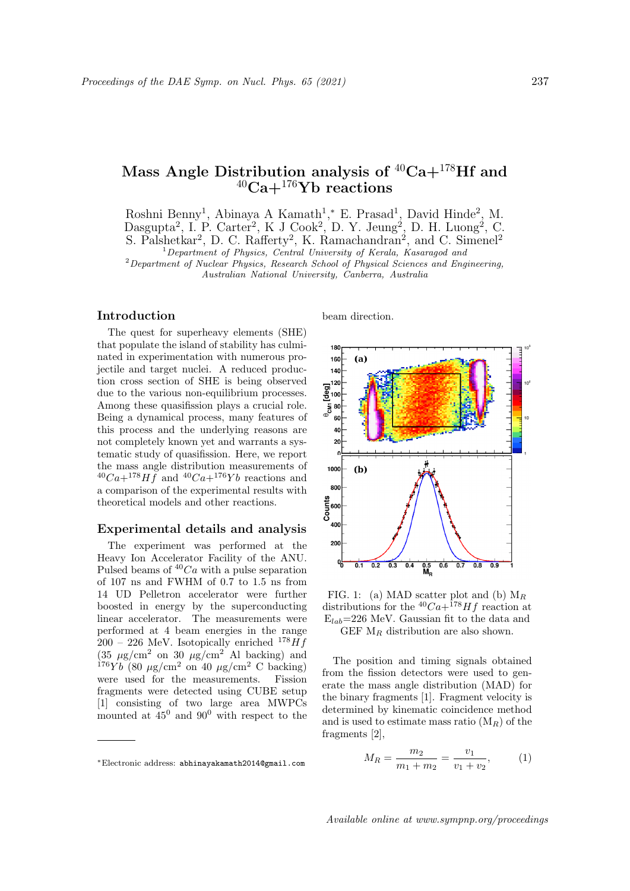# Mass Angle Distribution analysis of $^{40}$Ca+$^{178}$Hf and $^{40}$Ca+$^{176}$Yb reactions

Roshni Benny[1], Abinaya A Kamath[1,*] E. Prasad[1], David Hinde[2], M. Dasgupta[2], I. P. Carter[2], K J Cook[2], D. Y. Jeung[2], D. H. Luong[2], C. S. Palshetkar[2], D. C. Rafferty[2], K. Ramachandran[2], and C. Simenel[2]

[1]*Department of Physics, Central University of Kerala, Kasaragod and*
[2]*Department of Nuclear Physics, Research School of Physical Sciences and Engineering, Australian National University, Canberra, Australia*

## Introduction

The quest for superheavy elements (SHE) that populate the island of stability has culminated in experimentation with numerous projectile and target nuclei. A reduced production cross section of SHE is being observed due to the various non-equilibrium processes. Among these quasifission plays a crucial role. Being a dynamical process, many features of this process and the underlying reasons are not completely known yet and warrants a systematic study of quasifission. Here, we report the mass angle distribution measurements of $^{40}Ca$+$^{178}Hf$ and $^{40}Ca$+$^{176}Yb$ reactions and a comparison of the experimental results with theoretical models and other reactions.

## Experimental details and analysis

The experiment was performed at the Heavy Ion Accelerator Facility of the ANU. Pulsed beams of $^{40}Ca$ with a pulse separation of 107 ns and FWHM of 0.7 to 1.5 ns from 14 UD Pelletron accelerator were further boosted in energy by the superconducting linear accelerator. The measurements were performed at 4 beam energies in the range 200 – 226 MeV. Isotopically enriched $^{178}Hf$ (35 $\mu$g/cm$^2$ on 30 $\mu$g/cm$^2$ Al backing) and $^{176}Yb$ (80 $\mu$g/cm$^2$ on 40 $\mu$g/cm$^2$ C backing) were used for the measurements. Fission fragments were detected using CUBE setup [1] consisting of two large area MWPCs mounted at 45$^0$ and 90$^0$ with respect to the beam direction.

FIG. 1: (a) MAD scatter plot and (b) $M_R$ distributions for the $^{40}Ca$+$^{178}Hf$ reaction at $E_{lab}$=226 MeV. Gaussian fit to the data and GEF $M_R$ distribution are also shown.

The position and timing signals obtained from the fission detectors were used to generate the mass angle distribution (MAD) for the binary fragments [1]. Fragment velocity is determined by kinematic coincidence method and is used to estimate mass ratio ($M_R$) of the fragments [2],

$$M_R = \frac{m_2}{m_1 + m_2} = \frac{v_1}{v_1 + v_2}, \qquad (1)$$

*Electronic address: abhinayakamath2014@gmail.com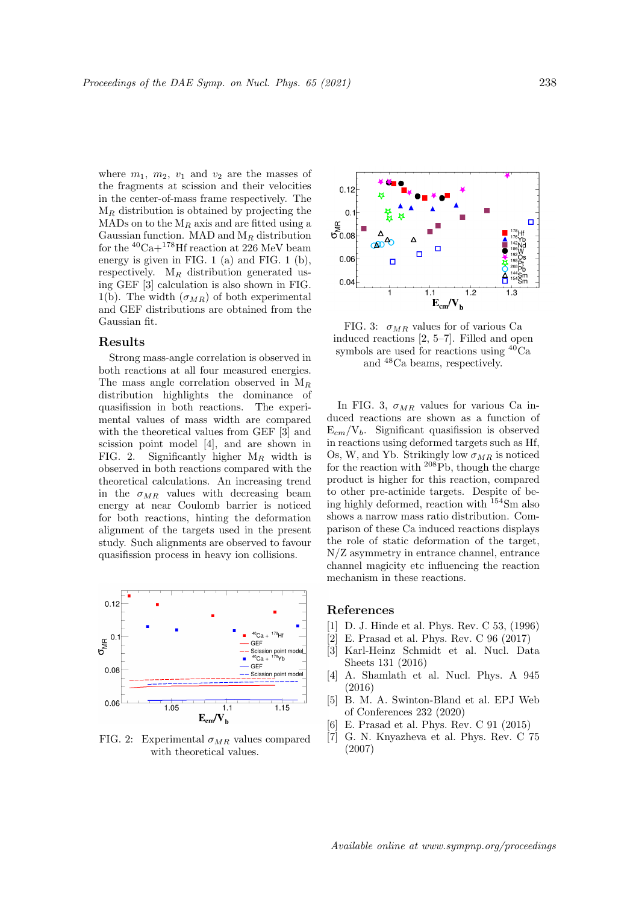where $m_1$, $m_2$, $v_1$ and $v_2$ are the masses of the fragments at scission and their velocities in the center-of-mass frame respectively. The $M_R$ distribution is obtained by projecting the MADs on to the $M_R$ axis and are fitted using a Gaussian function. MAD and $M_R$ distribution for the $^{40}$Ca+$^{178}$Hf reaction at 226 MeV beam energy is given in FIG. 1 (a) and FIG. 1 (b), respectively. $M_R$ distribution generated using GEF [3] calculation is also shown in FIG. 1(b). The width ($\sigma_{MR}$) of both experimental and GEF distributions are obtained from the Gaussian fit.

## Results

Strong mass-angle correlation is observed in both reactions at all four measured energies. The mass angle correlation observed in $M_R$ distribution highlights the dominance of quasifission in both reactions. The experimental values of mass width are compared with the theoretical values from GEF [3] and scission point model [4], and are shown in FIG. 2. Significantly higher $M_R$ width is observed in both reactions compared with the theoretical calculations. An increasing trend in the $\sigma_{MR}$ values with decreasing beam energy at near Coulomb barrier is noticed for both reactions, hinting the deformation alignment of the targets used in the present study. Such alignments are observed to favour quasifission process in heavy ion collisions.

0.12
0.1
0.08
0.06
$\sigma_{MR}$
1.05
1.1
1.15
$E_{cm}/V_b$
$^{40}$Ca + $^{178}$Hf
GEF
Scission point model
$^{40}$Ca + $^{176}$Yb
GEF
Scission point model

FIG. 2: Experimental $\sigma_{MR}$ values compared with theoretical values.

0.12
0.1
0.08
0.06
0.04
$\sigma_{MR}$
1
1.1
1.2
1.3
$E_{cm}/V_b$
$^{178}$Hf
$^{176}$Yb
$^{142}$Nd
$^{186}$W
$^{192}$Os
$^{198}$Pt
$^{208}$Pb
$^{144}$Sm
$^{154}$Sm

FIG. 3: $\sigma_{MR}$ values for of various Ca induced reactions [2, 5–7]. Filled and open symbols are used for reactions using $^{40}$Ca and $^{48}$Ca beams, respectively.

In FIG. 3, $\sigma_{MR}$ values for various Ca induced reactions are shown as a function of $E_{cm}/V_b$. Significant quasifission is observed in reactions using deformed targets such as Hf, Os, W, and Yb. Strikingly low $\sigma_{MR}$ is noticed for the reaction with $^{208}$Pb, though the charge product is higher for this reaction, compared to other pre-actinide targets. Despite of being highly deformed, reaction with $^{154}$Sm also shows a narrow mass ratio distribution. Comparison of these Ca induced reactions displays the role of static deformation of the target, N/Z asymmetry in entrance channel, entrance channel magicity etc influencing the reaction mechanism in these reactions.

## References

[1] D. J. Hinde et al. Phys. Rev. C 53, (1996)
[2] E. Prasad et al. Phys. Rev. C 96 (2017)
[3] Karl-Heinz Schmidt et al. Nucl. Data Sheets 131 (2016)
[4] A. Shamlath et al. Nucl. Phys. A 945 (2016)
[5] B. M. A. Swinton-Bland et al. EPJ Web of Conferences 232 (2020)
[6] E. Prasad et al. Phys. Rev. C 91 (2015)
[7] G. N. Knyazheva et al. Phys. Rev. C 75 (2007)